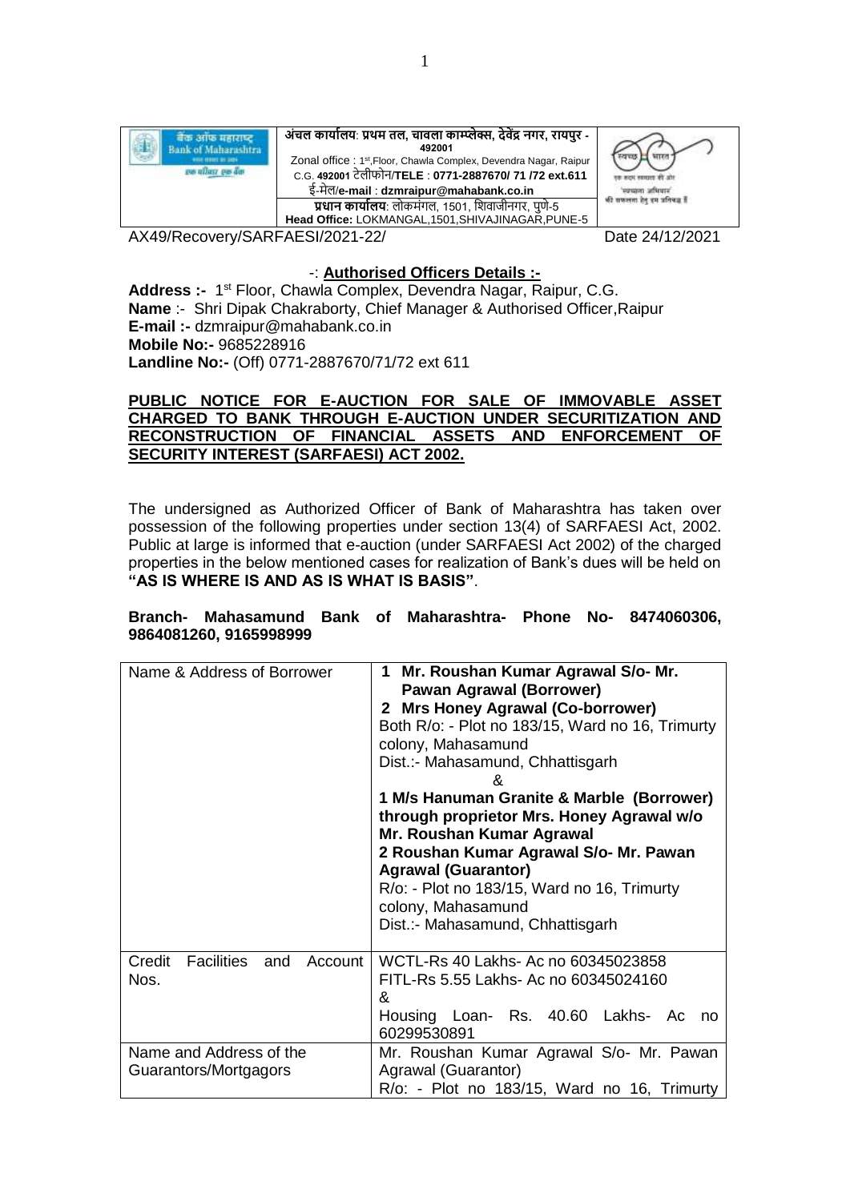| बैंक ऑफ महाराष्ट्र Bank of Maharashtra एक परिवार एक बैंक | अंचल कार्यालय: प्रथम तल, चावला काम्प्लेक्स, देवेंद्र नगर, रायपुर - 492001 Zonal office : 1st,Floor, Chawla Complex, Devendra Nagar, Raipur C.G. 492001 टेलीफोन/TELE : 0771-2887670/ 71 /72 ext.611 ई-मेल/e-mail : dzmraipur@mahabank.co.in प्रधान कार्यालय: लोकमंगल, 1501, शिवाजीनगर, पुणे-5 Head Office: LOKMANGAL,1501,SHIVAJINAGAR,PUNE-5 | स्वच्छ भारत |
|---|---|---|

AX49/Recovery/SARFAESI/2021-22/ Date 24/12/2021

-: **Authorised Officers Details :-**

**Address :-** 1st Floor, Chawla Complex, Devendra Nagar, Raipur, C.G.
**Name** :- Shri Dipak Chakraborty, Chief Manager & Authorised Officer,Raipur
**E-mail :-** dzmraipur@mahabank.co.in
**Mobile No:-** 9685228916
**Landline No:-** (Off) 0771-2887670/71/72 ext 611

**PUBLIC NOTICE FOR E-AUCTION FOR SALE OF IMMOVABLE ASSET CHARGED TO BANK THROUGH E-AUCTION UNDER SECURITIZATION AND RECONSTRUCTION OF FINANCIAL ASSETS AND ENFORCEMENT OF SECURITY INTEREST (SARFAESI) ACT 2002.**

The undersigned as Authorized Officer of Bank of Maharashtra has taken over possession of the following properties under section 13(4) of SARFAESI Act, 2002. Public at large is informed that e-auction (under SARFAESI Act 2002) of the charged properties in the below mentioned cases for realization of Bank's dues will be held on **"AS IS WHERE IS AND AS IS WHAT IS BASIS"**.

**Branch- Mahasamund Bank of Maharashtra- Phone No- 8474060306, 9864081260, 9165998999**

| Name & Address of Borrower | **1 Mr. Roushan Kumar Agrawal S/o- Mr. Pawan Agrawal (Borrower)**<br>**2 Mrs Honey Agrawal (Co-borrower)**<br>Both R/o: - Plot no 183/15, Ward no 16, Trimurty colony, Mahasamund<br>Dist.:- Mahasamund, Chhattisgarh<br>&<br>**1 M/s Hanuman Granite & Marble (Borrower) through proprietor Mrs. Honey Agrawal w/o Mr. Roushan Kumar Agrawal**<br>**2 Roushan Kumar Agrawal S/o- Mr. Pawan Agrawal (Guarantor)**<br>R/o: - Plot no 183/15, Ward no 16, Trimurty colony, Mahasamund<br>Dist.:- Mahasamund, Chhattisgarh |
|---|---|
| Credit Facilities and Account Nos. | WCTL-Rs 40 Lakhs- Ac no 60345023858<br>FITL-Rs 5.55 Lakhs- Ac no 60345024160<br>&<br>Housing Loan- Rs. 40.60 Lakhs- Ac no 60299530891 |
| Name and Address of the Guarantors/Mortgagors | Mr. Roushan Kumar Agrawal S/o- Mr. Pawan Agrawal (Guarantor)<br>R/o: - Plot no 183/15, Ward no 16, Trimurty |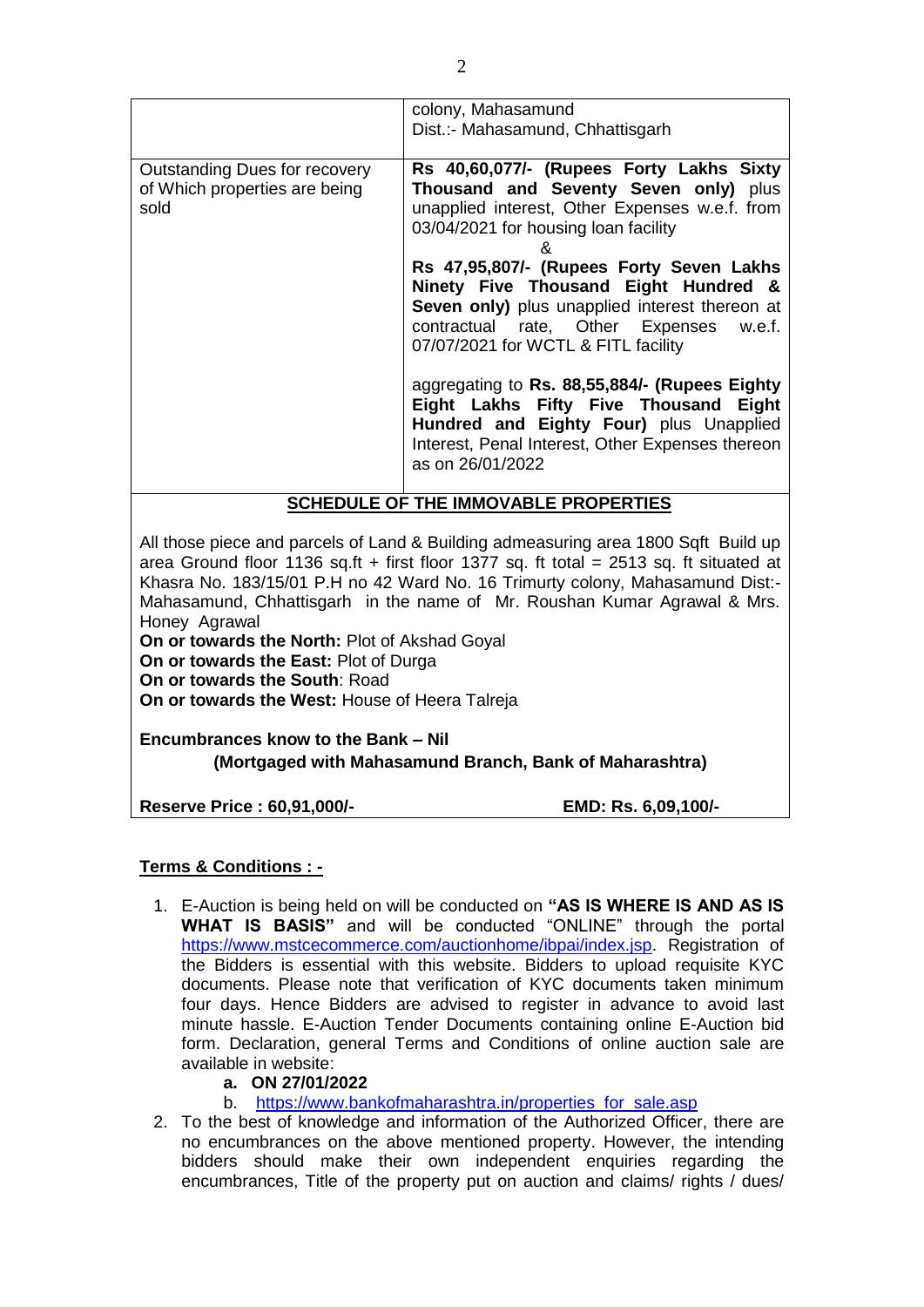| | |
|---|---|
| | colony, Mahasamund<br>Dist.:- Mahasamund, Chhattisgarh |
| Outstanding Dues for recovery of Which properties are being sold | **Rs 40,60,077/- (Rupees Forty Lakhs Sixty Thousand and Seventy Seven only)** plus unapplied interest, Other Expenses w.e.f. from 03/04/2021 for housing loan facility<br>&<br>**Rs 47,95,807/- (Rupees Forty Seven Lakhs Ninety Five Thousand Eight Hundred & Seven only)** plus unapplied interest thereon at contractual rate, Other Expenses w.e.f. 07/07/2021 for WCTL & FITL facility<br><br>aggregating to **Rs. 88,55,884/- (Rupees Eighty Eight Lakhs Fifty Five Thousand Eight Hundred and Eighty Four)** plus Unapplied Interest, Penal Interest, Other Expenses thereon as on 26/01/2022 |

**SCHEDULE OF THE IMMOVABLE PROPERTIES**

All those piece and parcels of Land & Building admeasuring area 1800 Sqft Build up area Ground floor 1136 sq.ft + first floor 1377 sq. ft total = 2513 sq. ft situated at Khasra No. 183/15/01 P.H no 42 Ward No. 16 Trimurty colony, Mahasamund Dist:- Mahasamund, Chhattisgarh in the name of Mr. Roushan Kumar Agrawal & Mrs. Honey Agrawal

**On or towards the North:** Plot of Akshad Goyal
**On or towards the East:** Plot of Durga
**On or towards the South**: Road
**On or towards the West:** House of Heera Talreja

**Encumbrances know to the Bank – Nil**
**(Mortgaged with Mahasamund Branch, Bank of Maharashtra)**

**Reserve Price : 60,91,000/-** **EMD: Rs. 6,09,100/-**

**Terms & Conditions : -**

1. E-Auction is being held on will be conducted on **"AS IS WHERE IS AND AS IS WHAT IS BASIS"** and will be conducted "ONLINE" through the portal https://www.mstcecommerce.com/auctionhome/ibpai/index.jsp. Registration of the Bidders is essential with this website. Bidders to upload requisite KYC documents. Please note that verification of KYC documents taken minimum four days. Hence Bidders are advised to register in advance to avoid last minute hassle. E-Auction Tender Documents containing online E-Auction bid form. Declaration, general Terms and Conditions of online auction sale are available in website:
   a. **ON 27/01/2022**
   b. https://www.bankofmaharashtra.in/properties_for_sale.asp
2. To the best of knowledge and information of the Authorized Officer, there are no encumbrances on the above mentioned property. However, the intending bidders should make their own independent enquiries regarding the encumbrances, Title of the property put on auction and claims/ rights / dues/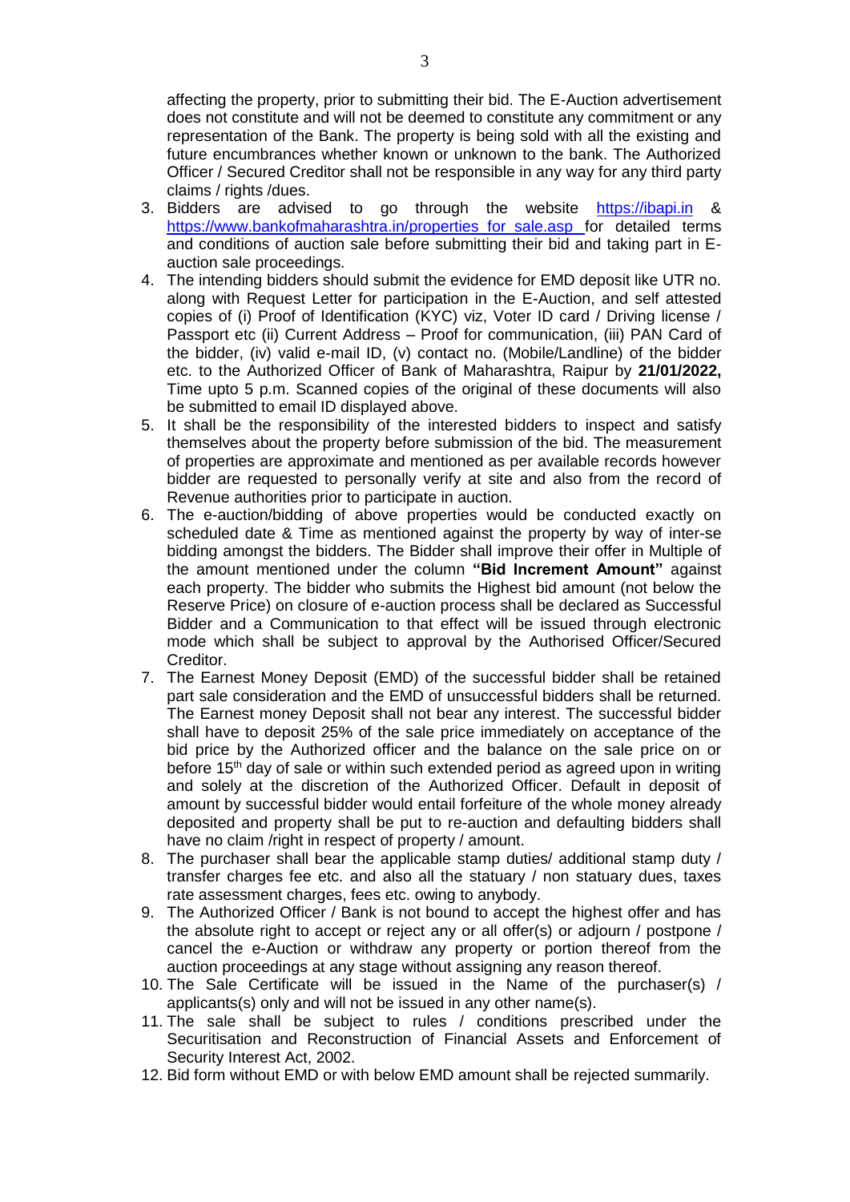affecting the property, prior to submitting their bid. The E-Auction advertisement does not constitute and will not be deemed to constitute any commitment or any representation of the Bank. The property is being sold with all the existing and future encumbrances whether known or unknown to the bank. The Authorized Officer / Secured Creditor shall not be responsible in any way for any third party claims / rights /dues.

3. Bidders are advised to go through the website https://ibapi.in & https://www.bankofmaharashtra.in/properties_for_sale.asp for detailed terms and conditions of auction sale before submitting their bid and taking part in E-auction sale proceedings.
4. The intending bidders should submit the evidence for EMD deposit like UTR no. along with Request Letter for participation in the E-Auction, and self attested copies of (i) Proof of Identification (KYC) viz, Voter ID card / Driving license / Passport etc (ii) Current Address – Proof for communication, (iii) PAN Card of the bidder, (iv) valid e-mail ID, (v) contact no. (Mobile/Landline) of the bidder etc. to the Authorized Officer of Bank of Maharashtra, Raipur by **21/01/2022,** Time upto 5 p.m. Scanned copies of the original of these documents will also be submitted to email ID displayed above.
5. It shall be the responsibility of the interested bidders to inspect and satisfy themselves about the property before submission of the bid. The measurement of properties are approximate and mentioned as per available records however bidder are requested to personally verify at site and also from the record of Revenue authorities prior to participate in auction.
6. The e-auction/bidding of above properties would be conducted exactly on scheduled date & Time as mentioned against the property by way of inter-se bidding amongst the bidders. The Bidder shall improve their offer in Multiple of the amount mentioned under the column **"Bid Increment Amount"** against each property. The bidder who submits the Highest bid amount (not below the Reserve Price) on closure of e-auction process shall be declared as Successful Bidder and a Communication to that effect will be issued through electronic mode which shall be subject to approval by the Authorised Officer/Secured Creditor.
7. The Earnest Money Deposit (EMD) of the successful bidder shall be retained part sale consideration and the EMD of unsuccessful bidders shall be returned. The Earnest money Deposit shall not bear any interest. The successful bidder shall have to deposit 25% of the sale price immediately on acceptance of the bid price by the Authorized officer and the balance on the sale price on or before 15th day of sale or within such extended period as agreed upon in writing and solely at the discretion of the Authorized Officer. Default in deposit of amount by successful bidder would entail forfeiture of the whole money already deposited and property shall be put to re-auction and defaulting bidders shall have no claim /right in respect of property / amount.
8. The purchaser shall bear the applicable stamp duties/ additional stamp duty / transfer charges fee etc. and also all the statuary / non statuary dues, taxes rate assessment charges, fees etc. owing to anybody.
9. The Authorized Officer / Bank is not bound to accept the highest offer and has the absolute right to accept or reject any or all offer(s) or adjourn / postpone / cancel the e-Auction or withdraw any property or portion thereof from the auction proceedings at any stage without assigning any reason thereof.
10. The Sale Certificate will be issued in the Name of the purchaser(s) / applicants(s) only and will not be issued in any other name(s).
11. The sale shall be subject to rules / conditions prescribed under the Securitisation and Reconstruction of Financial Assets and Enforcement of Security Interest Act, 2002.
12. Bid form without EMD or with below EMD amount shall be rejected summarily.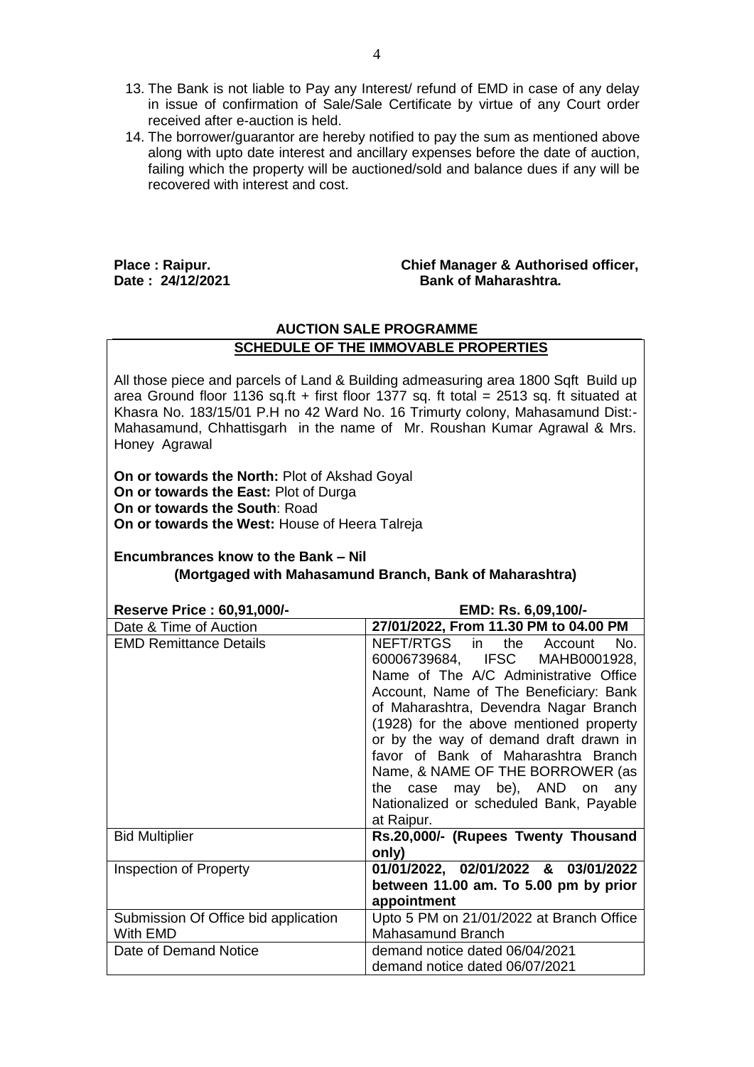13. The Bank is not liable to Pay any Interest/ refund of EMD in case of any delay in issue of confirmation of Sale/Sale Certificate by virtue of any Court order received after e-auction is held.
14. The borrower/guarantor are hereby notified to pay the sum as mentioned above along with upto date interest and ancillary expenses before the date of auction, failing which the property will be auctioned/sold and balance dues if any will be recovered with interest and cost.

**Place : Raipur.**
**Date : 24/12/2021**

**Chief Manager & Authorised officer,**
**Bank of Maharashtra.**

## AUCTION SALE PROGRAMME

### SCHEDULE OF THE IMMOVABLE PROPERTIES

All those piece and parcels of Land & Building admeasuring area 1800 Sqft Build up area Ground floor 1136 sq.ft + first floor 1377 sq. ft total = 2513 sq. ft situated at Khasra No. 183/15/01 P.H no 42 Ward No. 16 Trimurty colony, Mahasamund Dist:- Mahasamund, Chhattisgarh in the name of Mr. Roushan Kumar Agrawal & Mrs. Honey Agrawal

**On or towards the North:** Plot of Akshad Goyal
**On or towards the East:** Plot of Durga
**On or towards the South**: Road
**On or towards the West:** House of Heera Talreja

**Encumbrances know to the Bank – Nil**
**(Mortgaged with Mahasamund Branch, Bank of Maharashtra)**

| **Reserve Price : 60,91,000/-** | **EMD: Rs. 6,09,100/-** |
|---|---|
| Date & Time of Auction | **27/01/2022, From 11.30 PM to 04.00 PM** |
| EMD Remittance Details | NEFT/RTGS in the Account No. 60006739684, IFSC MAHB0001928, Name of The A/C Administrative Office Account, Name of The Beneficiary: Bank of Maharashtra, Devendra Nagar Branch (1928) for the above mentioned property or by the way of demand draft drawn in favor of Bank of Maharashtra Branch Name, & NAME OF THE BORROWER (as the case may be), AND on any Nationalized or scheduled Bank, Payable at Raipur. |
| Bid Multiplier | **Rs.20,000/- (Rupees Twenty Thousand only)** |
| Inspection of Property | **01/01/2022, 02/01/2022 & 03/01/2022 between 11.00 am. To 5.00 pm by prior appointment** |
| Submission Of Office bid application With EMD | Upto 5 PM on 21/01/2022 at Branch Office Mahasamund Branch |
| Date of Demand Notice | demand notice dated 06/04/2021<br>demand notice dated 06/07/2021 |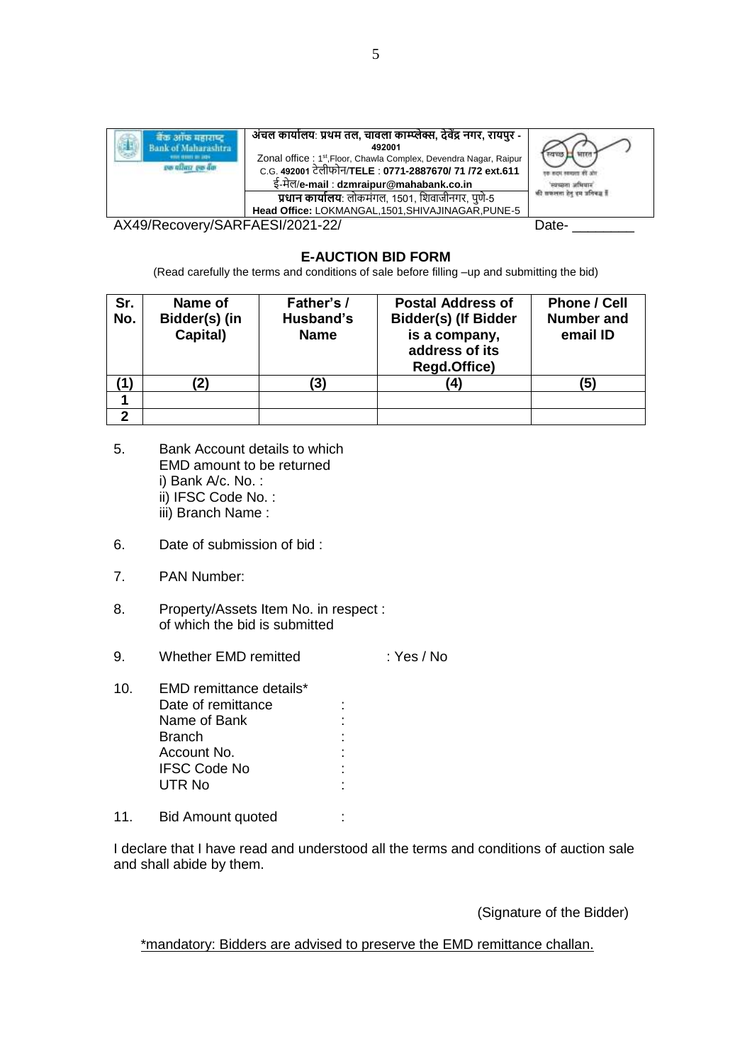| बैंक ऑफ महाराष्ट्र Bank of Maharashtra एक परिवार एक बैंक | अंचल कार्यालय: प्रथम तल, चावला काम्प्लेक्स, देवेंद्र नगर, रायपुर - 492001 Zonal office : 1st,Floor, Chawla Complex, Devendra Nagar, Raipur C.G. 492001 टेलीफोन/TELE : 0771-2887670/ 71 /72 ext.611 ई-मेल/e-mail : dzmraipur@mahabank.co.in प्रधान कार्यालय: लोकमंगल, 1501, शिवाजीनगर, पुणे-5 Head Office: LOKMANGAL,1501,SHIVAJINAGAR,PUNE-5 | स्वच्छ भारत एक कदम स्वच्छता की ओर |
|---|---|---|

AX49/Recovery/SARFAESI/2021-22/ Date- ________

## E-AUCTION BID FORM

(Read carefully the terms and conditions of sale before filling –up and submitting the bid)

| Sr. No. | Name of Bidder(s) (in Capital) | Father's / Husband's Name | Postal Address of Bidder(s) (If Bidder is a company, address of its Regd.Office) | Phone / Cell Number and email ID |
|---|---|---|---|---|
| (1) | (2) | (3) | (4) | (5) |
| 1 | | | | |
| 2 | | | | |

5. Bank Account details to which EMD amount to be returned
   i) Bank A/c. No. :
   ii) IFSC Code No. :
   iii) Branch Name :

6. Date of submission of bid :

7. PAN Number:

8. Property/Assets Item No. in respect : of which the bid is submitted

9. Whether EMD remitted : Yes / No

10. EMD remittance details*
    Date of remittance :
    Name of Bank :
    Branch :
    Account No. :
    IFSC Code No :
    UTR No :

11. Bid Amount quoted :

I declare that I have read and understood all the terms and conditions of auction sale and shall abide by them.

(Signature of the Bidder)

*mandatory: Bidders are advised to preserve the EMD remittance challan.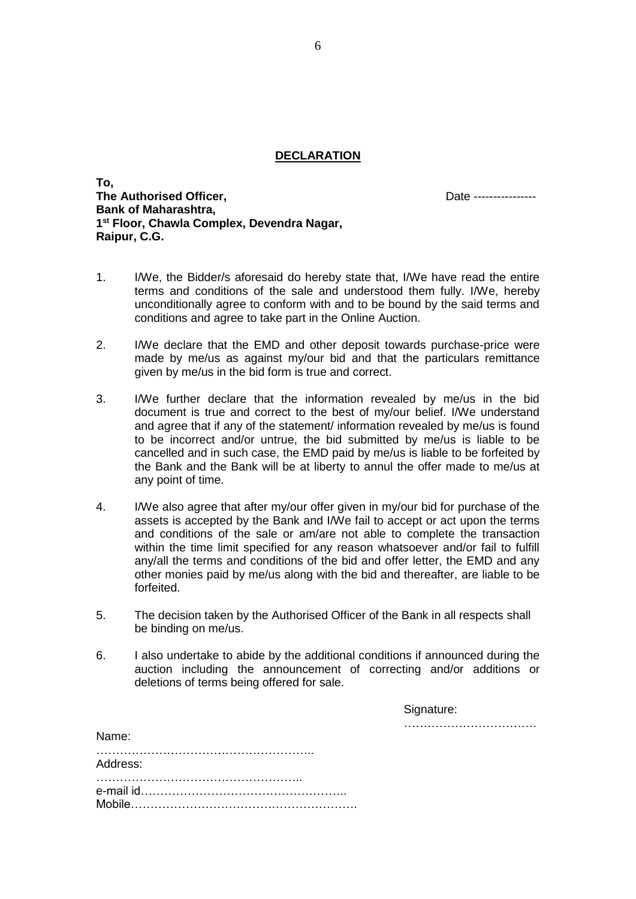## **DECLARATION**

**To,**
**The Authorised Officer,** Date ----------------
**Bank of Maharashtra,**
**1st Floor, Chawla Complex, Devendra Nagar,**
**Raipur, C.G.**

1. I/We, the Bidder/s aforesaid do hereby state that, I/We have read the entire terms and conditions of the sale and understood them fully. I/We, hereby unconditionally agree to conform with and to be bound by the said terms and conditions and agree to take part in the Online Auction.

2. I/We declare that the EMD and other deposit towards purchase-price were made by me/us as against my/our bid and that the particulars remittance given by me/us in the bid form is true and correct.

3. I/We further declare that the information revealed by me/us in the bid document is true and correct to the best of my/our belief. I/We understand and agree that if any of the statement/ information revealed by me/us is found to be incorrect and/or untrue, the bid submitted by me/us is liable to be cancelled and in such case, the EMD paid by me/us is liable to be forfeited by the Bank and the Bank will be at liberty to annul the offer made to me/us at any point of time.

4. I/We also agree that after my/our offer given in my/our bid for purchase of the assets is accepted by the Bank and I/We fail to accept or act upon the terms and conditions of the sale or am/are not able to complete the transaction within the time limit specified for any reason whatsoever and/or fail to fulfill any/all the terms and conditions of the bid and offer letter, the EMD and any other monies paid by me/us along with the bid and thereafter, are liable to be forfeited.

5. The decision taken by the Authorised Officer of the Bank in all respects shall be binding on me/us.

6. I also undertake to abide by the additional conditions if announced during the auction including the announcement of correcting and/or additions or deletions of terms being offered for sale.

Signature: …………………………….

Name: ………………………………………………..
Address: ……………………………………………..
e-mail id…………………………………………..
Mobile………………………………………………….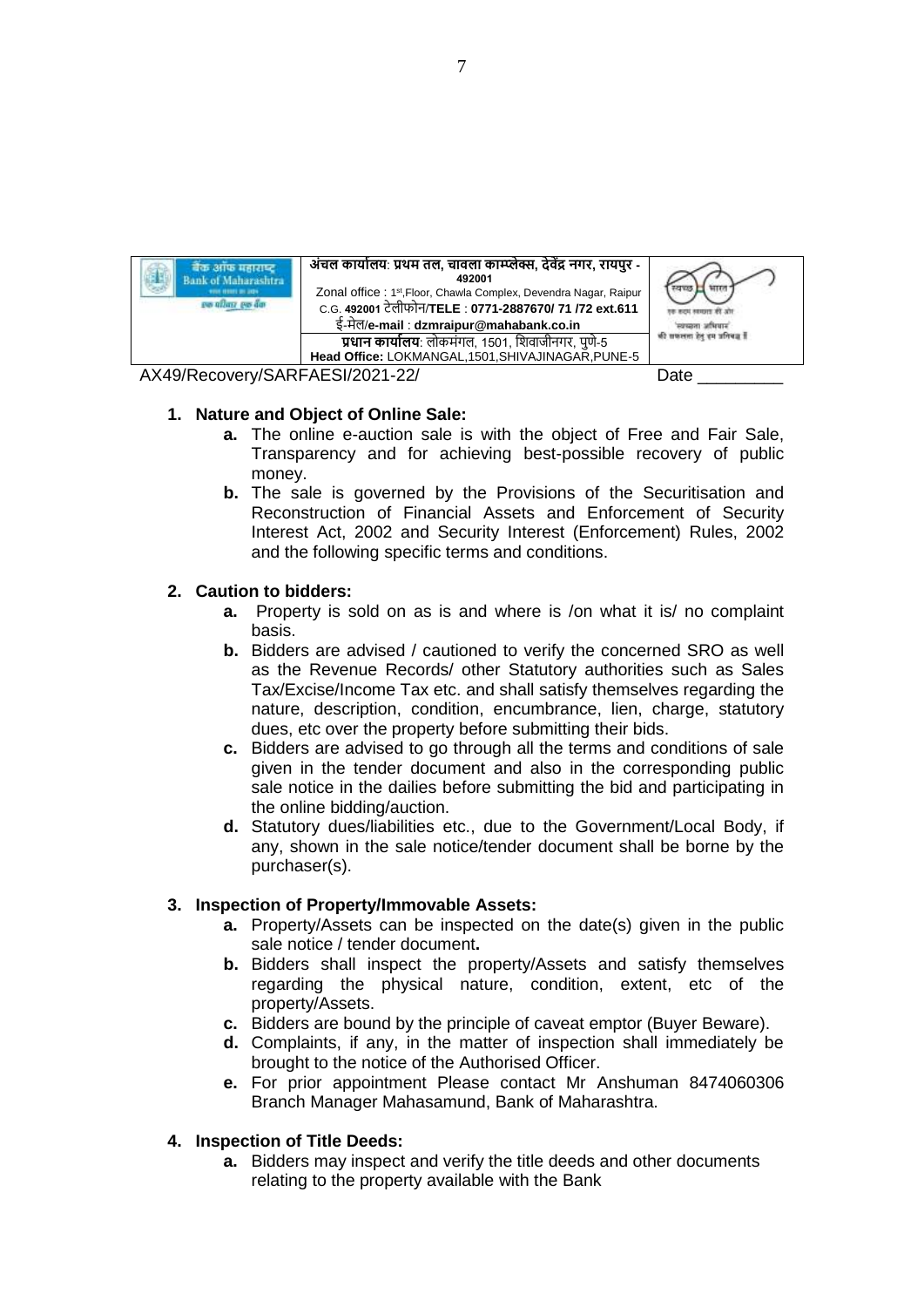| बैंक ऑफ महाराष्ट्र Bank of Maharashtra एक परिवार एक बैंक | अंचल कार्यालय: प्रथम तल, चावला काम्प्लेक्स, देवेंद्र नगर, रायपुर - 492001 Zonal office : 1st,Floor, Chawla Complex, Devendra Nagar, Raipur C.G. 492001 टेलीफोन/TELE : 0771-2887670/ 71 /72 ext.611 ई-मेल/e-mail : dzmraipur@mahabank.co.in | स्वच्छ भारत एक कदम स्वच्छता की ओर |
| --- | --- | --- |
| | प्रधान कार्यालय: लोकमंगल, 1501, शिवाजीनगर, पुणे-5 Head Office: LOKMANGAL,1501,SHIVAJINAGAR,PUNE-5 | |

AX49/Recovery/SARFAESI/2021-22/ Date _________

1. **Nature and Object of Online Sale:**
   - **a.** The online e-auction sale is with the object of Free and Fair Sale, Transparency and for achieving best-possible recovery of public money.
   - **b.** The sale is governed by the Provisions of the Securitisation and Reconstruction of Financial Assets and Enforcement of Security Interest Act, 2002 and Security Interest (Enforcement) Rules, 2002 and the following specific terms and conditions.

2. **Caution to bidders:**
   - **a.** Property is sold on as is and where is /on what it is/ no complaint basis.
   - **b.** Bidders are advised / cautioned to verify the concerned SRO as well as the Revenue Records/ other Statutory authorities such as Sales Tax/Excise/Income Tax etc. and shall satisfy themselves regarding the nature, description, condition, encumbrance, lien, charge, statutory dues, etc over the property before submitting their bids.
   - **c.** Bidders are advised to go through all the terms and conditions of sale given in the tender document and also in the corresponding public sale notice in the dailies before submitting the bid and participating in the online bidding/auction.
   - **d.** Statutory dues/liabilities etc., due to the Government/Local Body, if any, shown in the sale notice/tender document shall be borne by the purchaser(s).

3. **Inspection of Property/Immovable Assets:**
   - **a.** Property/Assets can be inspected on the date(s) given in the public sale notice / tender document**.**
   - **b.** Bidders shall inspect the property/Assets and satisfy themselves regarding the physical nature, condition, extent, etc of the property/Assets.
   - **c.** Bidders are bound by the principle of caveat emptor (Buyer Beware).
   - **d.** Complaints, if any, in the matter of inspection shall immediately be brought to the notice of the Authorised Officer.
   - **e.** For prior appointment Please contact Mr Anshuman 8474060306 Branch Manager Mahasamund, Bank of Maharashtra.

4. **Inspection of Title Deeds:**
   - **a.** Bidders may inspect and verify the title deeds and other documents relating to the property available with the Bank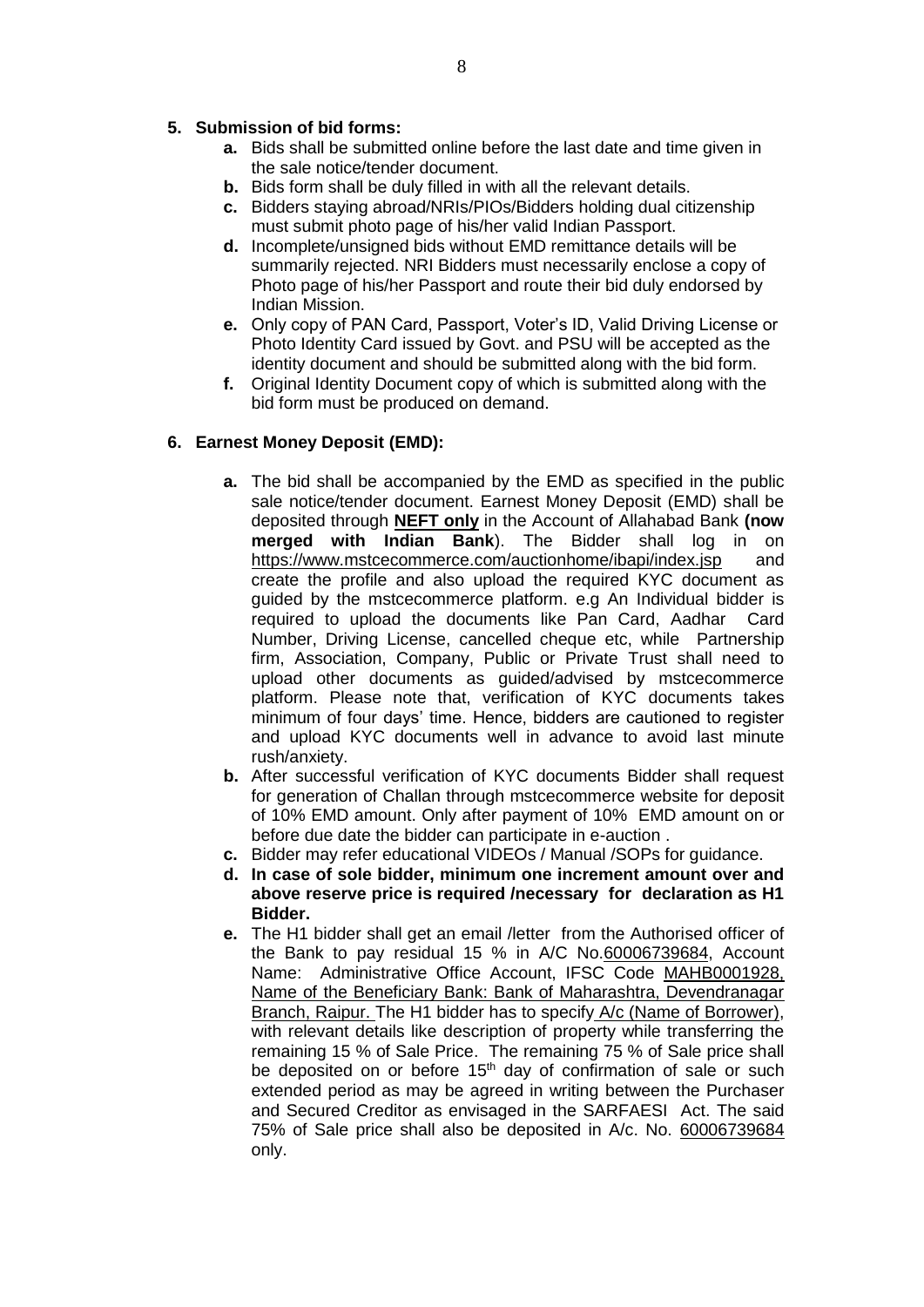**5. Submission of bid forms:**

- **a.** Bids shall be submitted online before the last date and time given in the sale notice/tender document.
- **b.** Bids form shall be duly filled in with all the relevant details.
- **c.** Bidders staying abroad/NRIs/PIOs/Bidders holding dual citizenship must submit photo page of his/her valid Indian Passport.
- **d.** Incomplete/unsigned bids without EMD remittance details will be summarily rejected. NRI Bidders must necessarily enclose a copy of Photo page of his/her Passport and route their bid duly endorsed by Indian Mission.
- **e.** Only copy of PAN Card, Passport, Voter's ID, Valid Driving License or Photo Identity Card issued by Govt. and PSU will be accepted as the identity document and should be submitted along with the bid form.
- **f.** Original Identity Document copy of which is submitted along with the bid form must be produced on demand.

**6. Earnest Money Deposit (EMD):**

- **a.** The bid shall be accompanied by the EMD as specified in the public sale notice/tender document. Earnest Money Deposit (EMD) shall be deposited through **NEFT only** in the Account of Allahabad Bank **(now merged with Indian Bank**). The Bidder shall log in on https://www.mstcecommerce.com/auctionhome/ibapi/index.jsp and create the profile and also upload the required KYC document as guided by the mstcecommerce platform. e.g An Individual bidder is required to upload the documents like Pan Card, Aadhar Card Number, Driving License, cancelled cheque etc, while Partnership firm, Association, Company, Public or Private Trust shall need to upload other documents as guided/advised by mstcecommerce platform. Please note that, verification of KYC documents takes minimum of four days' time. Hence, bidders are cautioned to register and upload KYC documents well in advance to avoid last minute rush/anxiety.
- **b.** After successful verification of KYC documents Bidder shall request for generation of Challan through mstcecommerce website for deposit of 10% EMD amount. Only after payment of 10% EMD amount on or before due date the bidder can participate in e-auction .
- **c.** Bidder may refer educational VIDEOs / Manual /SOPs for guidance.
- **d. In case of sole bidder, minimum one increment amount over and above reserve price is required /necessary for declaration as H1 Bidder.**
- **e.** The H1 bidder shall get an email /letter from the Authorised officer of the Bank to pay residual 15 % in A/C No.60006739684, Account Name: Administrative Office Account, IFSC Code MAHB0001928, Name of the Beneficiary Bank: Bank of Maharashtra, Devendranagar Branch, Raipur. The H1 bidder has to specify A/c (Name of Borrower), with relevant details like description of property while transferring the remaining 15 % of Sale Price. The remaining 75 % of Sale price shall be deposited on or before 15th day of confirmation of sale or such extended period as may be agreed in writing between the Purchaser and Secured Creditor as envisaged in the SARFAESI Act. The said 75% of Sale price shall also be deposited in A/c. No. 60006739684 only.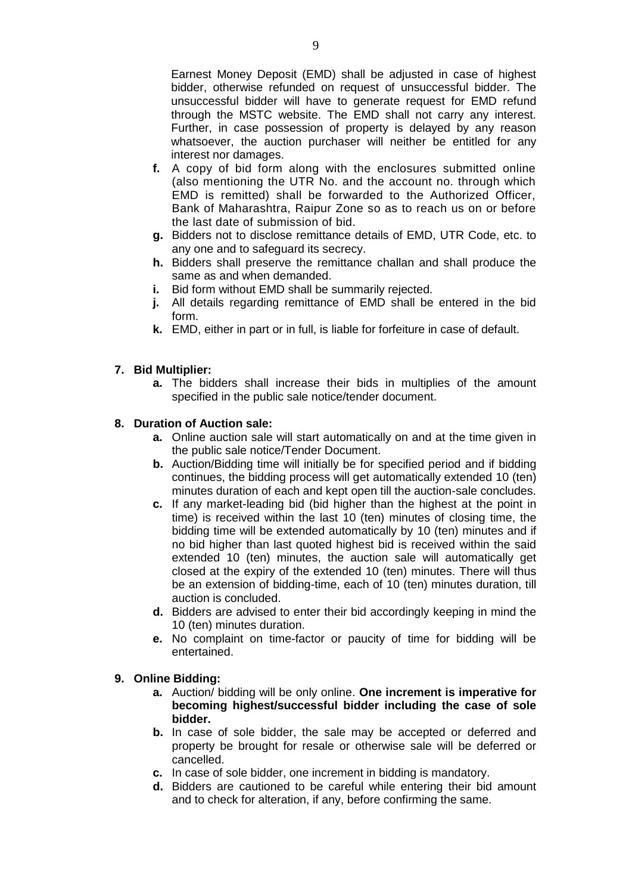Earnest Money Deposit (EMD) shall be adjusted in case of highest bidder, otherwise refunded on request of unsuccessful bidder. The unsuccessful bidder will have to generate request for EMD refund through the MSTC website. The EMD shall not carry any interest. Further, in case possession of property is delayed by any reason whatsoever, the auction purchaser will neither be entitled for any interest nor damages.

- **f.** A copy of bid form along with the enclosures submitted online (also mentioning the UTR No. and the account no. through which EMD is remitted) shall be forwarded to the Authorized Officer, Bank of Maharashtra, Raipur Zone so as to reach us on or before the last date of submission of bid.
- **g.** Bidders not to disclose remittance details of EMD, UTR Code, etc. to any one and to safeguard its secrecy.
- **h.** Bidders shall preserve the remittance challan and shall produce the same as and when demanded.
- **i.** Bid form without EMD shall be summarily rejected.
- **j.** All details regarding remittance of EMD shall be entered in the bid form.
- **k.** EMD, either in part or in full, is liable for forfeiture in case of default.

**7. Bid Multiplier:**

- **a.** The bidders shall increase their bids in multiplies of the amount specified in the public sale notice/tender document.

**8. Duration of Auction sale:**

- **a.** Online auction sale will start automatically on and at the time given in the public sale notice/Tender Document.
- **b.** Auction/Bidding time will initially be for specified period and if bidding continues, the bidding process will get automatically extended 10 (ten) minutes duration of each and kept open till the auction-sale concludes.
- **c.** If any market-leading bid (bid higher than the highest at the point in time) is received within the last 10 (ten) minutes of closing time, the bidding time will be extended automatically by 10 (ten) minutes and if no bid higher than last quoted highest bid is received within the said extended 10 (ten) minutes, the auction sale will automatically get closed at the expiry of the extended 10 (ten) minutes. There will thus be an extension of bidding-time, each of 10 (ten) minutes duration, till auction is concluded.
- **d.** Bidders are advised to enter their bid accordingly keeping in mind the 10 (ten) minutes duration.
- **e.** No complaint on time-factor or paucity of time for bidding will be entertained.

**9. Online Bidding:**

- **a.** Auction/ bidding will be only online. **One increment is imperative for becoming highest/successful bidder including the case of sole bidder.**
- **b.** In case of sole bidder, the sale may be accepted or deferred and property be brought for resale or otherwise sale will be deferred or cancelled.
- **c.** In case of sole bidder, one increment in bidding is mandatory.
- **d.** Bidders are cautioned to be careful while entering their bid amount and to check for alteration, if any, before confirming the same.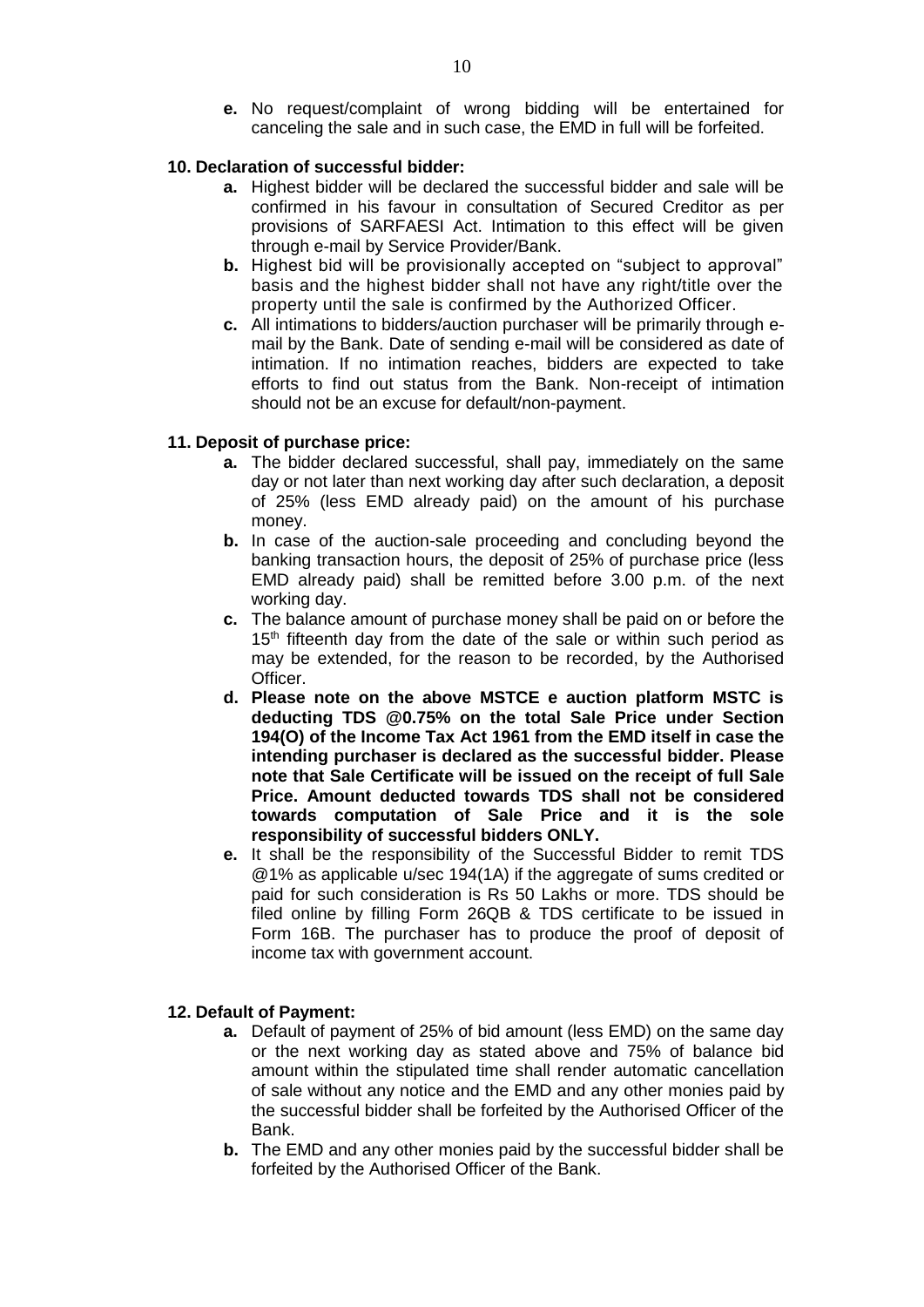**e.** No request/complaint of wrong bidding will be entertained for canceling the sale and in such case, the EMD in full will be forfeited.

**10. Declaration of successful bidder:**

**a.** Highest bidder will be declared the successful bidder and sale will be confirmed in his favour in consultation of Secured Creditor as per provisions of SARFAESI Act. Intimation to this effect will be given through e-mail by Service Provider/Bank.

**b.** Highest bid will be provisionally accepted on "subject to approval" basis and the highest bidder shall not have any right/title over the property until the sale is confirmed by the Authorized Officer.

**c.** All intimations to bidders/auction purchaser will be primarily through e-mail by the Bank. Date of sending e-mail will be considered as date of intimation. If no intimation reaches, bidders are expected to take efforts to find out status from the Bank. Non-receipt of intimation should not be an excuse for default/non-payment.

**11. Deposit of purchase price:**

**a.** The bidder declared successful, shall pay, immediately on the same day or not later than next working day after such declaration, a deposit of 25% (less EMD already paid) on the amount of his purchase money.

**b.** In case of the auction-sale proceeding and concluding beyond the banking transaction hours, the deposit of 25% of purchase price (less EMD already paid) shall be remitted before 3.00 p.m. of the next working day.

**c.** The balance amount of purchase money shall be paid on or before the 15th fifteenth day from the date of the sale or within such period as may be extended, for the reason to be recorded, by the Authorised Officer.

**d. Please note on the above MSTCE e auction platform MSTC is deducting TDS @0.75% on the total Sale Price under Section 194(O) of the Income Tax Act 1961 from the EMD itself in case the intending purchaser is declared as the successful bidder. Please note that Sale Certificate will be issued on the receipt of full Sale Price. Amount deducted towards TDS shall not be considered towards computation of Sale Price and it is the sole responsibility of successful bidders ONLY.**

**e.** It shall be the responsibility of the Successful Bidder to remit TDS @1% as applicable u/sec 194(1A) if the aggregate of sums credited or paid for such consideration is Rs 50 Lakhs or more. TDS should be filed online by filling Form 26QB & TDS certificate to be issued in Form 16B. The purchaser has to produce the proof of deposit of income tax with government account.

**12. Default of Payment:**

**a.** Default of payment of 25% of bid amount (less EMD) on the same day or the next working day as stated above and 75% of balance bid amount within the stipulated time shall render automatic cancellation of sale without any notice and the EMD and any other monies paid by the successful bidder shall be forfeited by the Authorised Officer of the Bank.

**b.** The EMD and any other monies paid by the successful bidder shall be forfeited by the Authorised Officer of the Bank.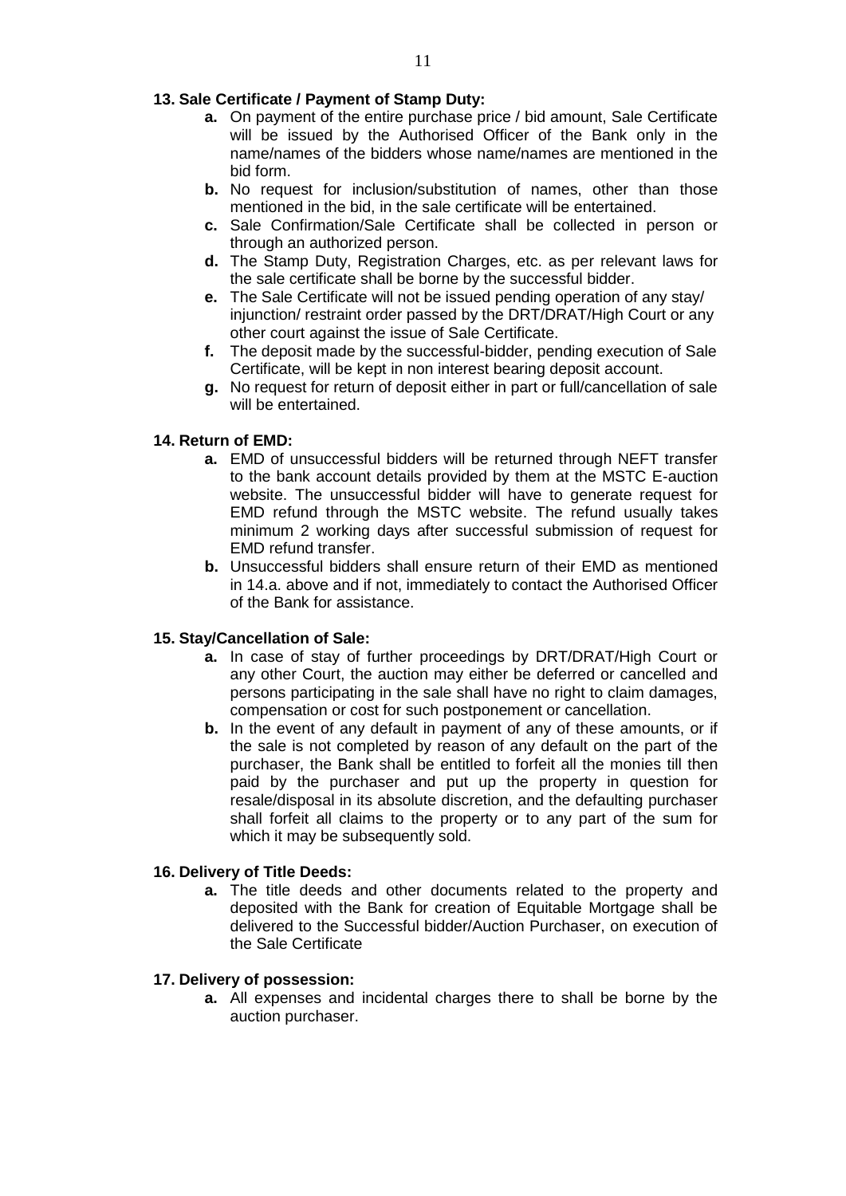**13. Sale Certificate / Payment of Stamp Duty:**

- **a.** On payment of the entire purchase price / bid amount, Sale Certificate will be issued by the Authorised Officer of the Bank only in the name/names of the bidders whose name/names are mentioned in the bid form.
- **b.** No request for inclusion/substitution of names, other than those mentioned in the bid, in the sale certificate will be entertained.
- **c.** Sale Confirmation/Sale Certificate shall be collected in person or through an authorized person.
- **d.** The Stamp Duty, Registration Charges, etc. as per relevant laws for the sale certificate shall be borne by the successful bidder.
- **e.** The Sale Certificate will not be issued pending operation of any stay/ injunction/ restraint order passed by the DRT/DRAT/High Court or any other court against the issue of Sale Certificate.
- **f.** The deposit made by the successful-bidder, pending execution of Sale Certificate, will be kept in non interest bearing deposit account.
- **g.** No request for return of deposit either in part or full/cancellation of sale will be entertained.

**14. Return of EMD:**

- **a.** EMD of unsuccessful bidders will be returned through NEFT transfer to the bank account details provided by them at the MSTC E-auction website. The unsuccessful bidder will have to generate request for EMD refund through the MSTC website. The refund usually takes minimum 2 working days after successful submission of request for EMD refund transfer.
- **b.** Unsuccessful bidders shall ensure return of their EMD as mentioned in 14.a. above and if not, immediately to contact the Authorised Officer of the Bank for assistance.

**15. Stay/Cancellation of Sale:**

- **a.** In case of stay of further proceedings by DRT/DRAT/High Court or any other Court, the auction may either be deferred or cancelled and persons participating in the sale shall have no right to claim damages, compensation or cost for such postponement or cancellation.
- **b.** In the event of any default in payment of any of these amounts, or if the sale is not completed by reason of any default on the part of the purchaser, the Bank shall be entitled to forfeit all the monies till then paid by the purchaser and put up the property in question for resale/disposal in its absolute discretion, and the defaulting purchaser shall forfeit all claims to the property or to any part of the sum for which it may be subsequently sold.

**16. Delivery of Title Deeds:**

- **a.** The title deeds and other documents related to the property and deposited with the Bank for creation of Equitable Mortgage shall be delivered to the Successful bidder/Auction Purchaser, on execution of the Sale Certificate

**17. Delivery of possession:**

- **a.** All expenses and incidental charges there to shall be borne by the auction purchaser.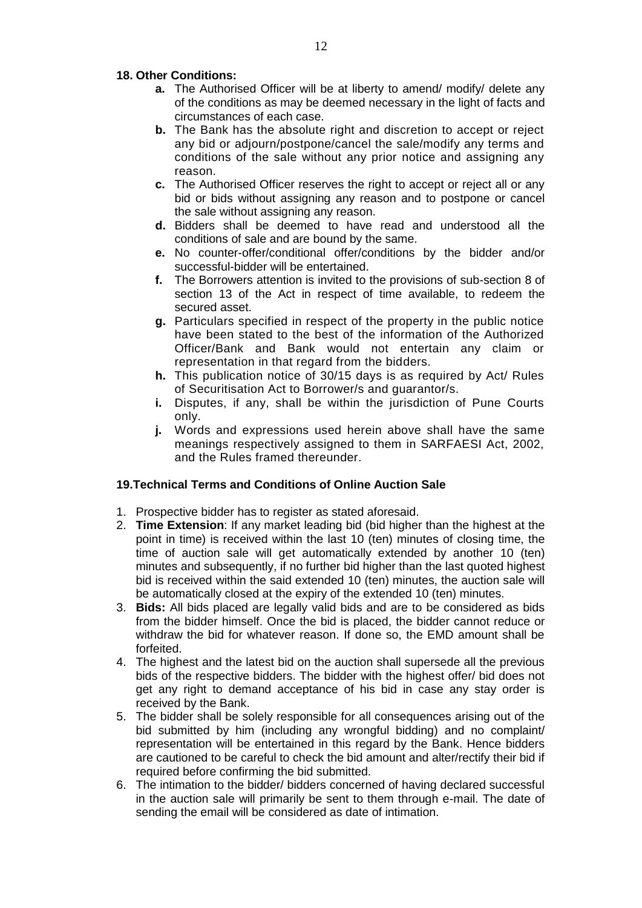**18. Other Conditions:**

- **a.** The Authorised Officer will be at liberty to amend/ modify/ delete any of the conditions as may be deemed necessary in the light of facts and circumstances of each case.
- **b.** The Bank has the absolute right and discretion to accept or reject any bid or adjourn/postpone/cancel the sale/modify any terms and conditions of the sale without any prior notice and assigning any reason.
- **c.** The Authorised Officer reserves the right to accept or reject all or any bid or bids without assigning any reason and to postpone or cancel the sale without assigning any reason.
- **d.** Bidders shall be deemed to have read and understood all the conditions of sale and are bound by the same.
- **e.** No counter-offer/conditional offer/conditions by the bidder and/or successful-bidder will be entertained.
- **f.** The Borrowers attention is invited to the provisions of sub-section 8 of section 13 of the Act in respect of time available, to redeem the secured asset.
- **g.** Particulars specified in respect of the property in the public notice have been stated to the best of the information of the Authorized Officer/Bank and Bank would not entertain any claim or representation in that regard from the bidders.
- **h.** This publication notice of 30/15 days is as required by Act/ Rules of Securitisation Act to Borrower/s and guarantor/s.
- **i.** Disputes, if any, shall be within the jurisdiction of Pune Courts only.
- **j.** Words and expressions used herein above shall have the same meanings respectively assigned to them in SARFAESI Act, 2002, and the Rules framed thereunder.

**19.Technical Terms and Conditions of Online Auction Sale**

1. Prospective bidder has to register as stated aforesaid.
2. **Time Extension**: If any market leading bid (bid higher than the highest at the point in time) is received within the last 10 (ten) minutes of closing time, the time of auction sale will get automatically extended by another 10 (ten) minutes and subsequently, if no further bid higher than the last quoted highest bid is received within the said extended 10 (ten) minutes, the auction sale will be automatically closed at the expiry of the extended 10 (ten) minutes.
3. **Bids:** All bids placed are legally valid bids and are to be considered as bids from the bidder himself. Once the bid is placed, the bidder cannot reduce or withdraw the bid for whatever reason. If done so, the EMD amount shall be forfeited.
4. The highest and the latest bid on the auction shall supersede all the previous bids of the respective bidders. The bidder with the highest offer/ bid does not get any right to demand acceptance of his bid in case any stay order is received by the Bank.
5. The bidder shall be solely responsible for all consequences arising out of the bid submitted by him (including any wrongful bidding) and no complaint/ representation will be entertained in this regard by the Bank. Hence bidders are cautioned to be careful to check the bid amount and alter/rectify their bid if required before confirming the bid submitted.
6. The intimation to the bidder/ bidders concerned of having declared successful in the auction sale will primarily be sent to them through e-mail. The date of sending the email will be considered as date of intimation.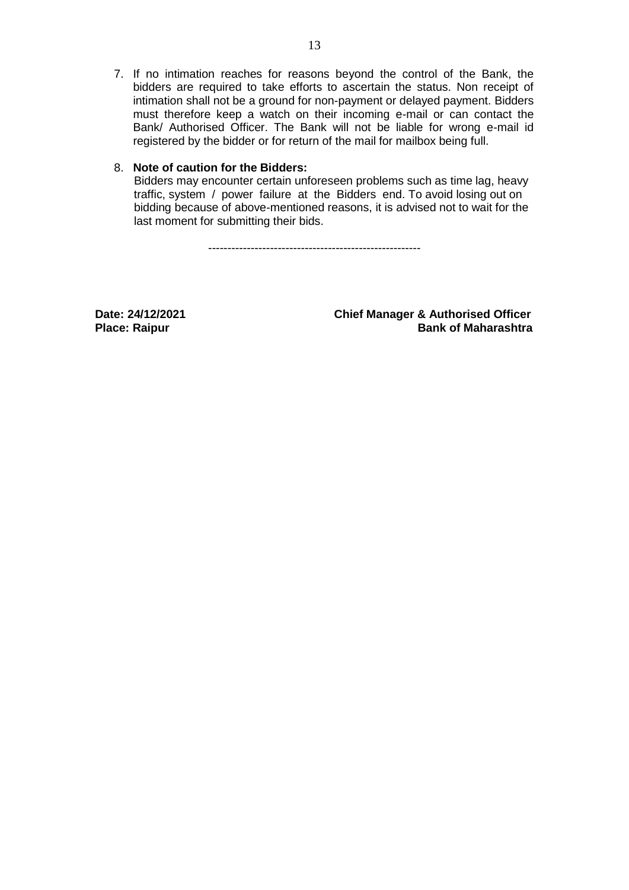7. If no intimation reaches for reasons beyond the control of the Bank, the bidders are required to take efforts to ascertain the status. Non receipt of intimation shall not be a ground for non-payment or delayed payment. Bidders must therefore keep a watch on their incoming e-mail or can contact the Bank/ Authorised Officer. The Bank will not be liable for wrong e-mail id registered by the bidder or for return of the mail for mailbox being full.

8. **Note of caution for the Bidders:**
   Bidders may encounter certain unforeseen problems such as time lag, heavy traffic, system / power failure at the Bidders end. To avoid losing out on bidding because of above-mentioned reasons, it is advised not to wait for the last moment for submitting their bids.

--------------------------------------------------------

**Date: 24/12/2021** **Chief Manager & Authorised Officer**
**Place: Raipur** **Bank of Maharashtra**